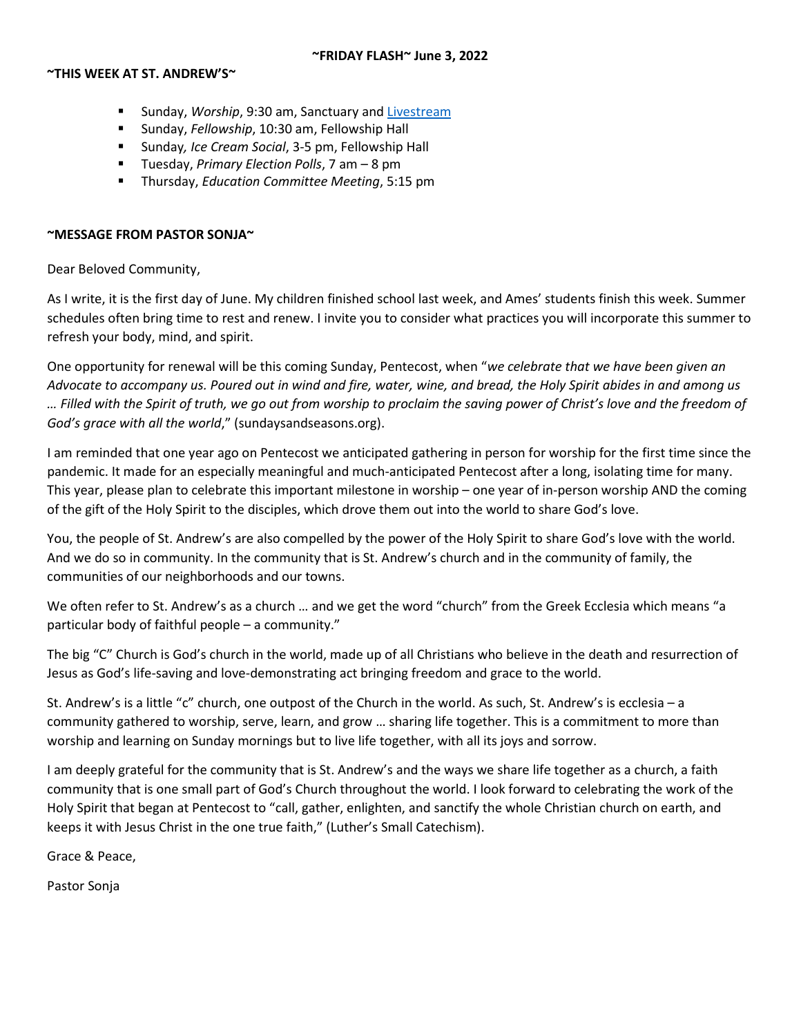**~FRIDAY FLASH~ June 3, 2022**

**~THIS WEEK AT ST. ANDREW'S~**

- Sunday, *Worship*, 9:30 am, Sanctuary and Livestream
- Sunday, *Fellowship*, 10:30 am, Fellowship Hall
- Sunday*, Ice Cream Social*, 3-5 pm, Fellowship Hall
- Tuesday, *Primary Election Polls*, 7 am – 8 pm
- Thursday, *Education Committee Meeting*, 5:15 pm

**~MESSAGE FROM PASTOR SONJA~**

Dear Beloved Community,

As I write, it is the first day of June. My children finished school last week, and Ames' students finish this week. Summer schedules often bring time to rest and renew. I invite you to consider what practices you will incorporate this summer to refresh your body, mind, and spirit.

One opportunity for renewal will be this coming Sunday, Pentecost, when "*we celebrate that we have been given an Advocate to accompany us. Poured out in wind and fire, water, wine, and bread, the Holy Spirit abides in and among us … Filled with the Spirit of truth, we go out from worship to proclaim the saving power of Christ's love and the freedom of God's grace with all the world*," (sundaysandseasons.org).

I am reminded that one year ago on Pentecost we anticipated gathering in person for worship for the first time since the pandemic. It made for an especially meaningful and much-anticipated Pentecost after a long, isolating time for many. This year, please plan to celebrate this important milestone in worship – one year of in-person worship AND the coming of the gift of the Holy Spirit to the disciples, which drove them out into the world to share God's love.

You, the people of St. Andrew's are also compelled by the power of the Holy Spirit to share God's love with the world. And we do so in community. In the community that is St. Andrew's church and in the community of family, the communities of our neighborhoods and our towns.

We often refer to St. Andrew's as a church … and we get the word "church" from the Greek Ecclesia which means "a particular body of faithful people – a community."

The big "C" Church is God's church in the world, made up of all Christians who believe in the death and resurrection of Jesus as God's life-saving and love-demonstrating act bringing freedom and grace to the world.

St. Andrew's is a little "c" church, one outpost of the Church in the world. As such, St. Andrew's is ecclesia – a community gathered to worship, serve, learn, and grow … sharing life together. This is a commitment to more than worship and learning on Sunday mornings but to live life together, with all its joys and sorrow.

I am deeply grateful for the community that is St. Andrew's and the ways we share life together as a church, a faith community that is one small part of God's Church throughout the world. I look forward to celebrating the work of the Holy Spirit that began at Pentecost to "call, gather, enlighten, and sanctify the whole Christian church on earth, and keeps it with Jesus Christ in the one true faith," (Luther's Small Catechism).

Grace & Peace,

Pastor Sonja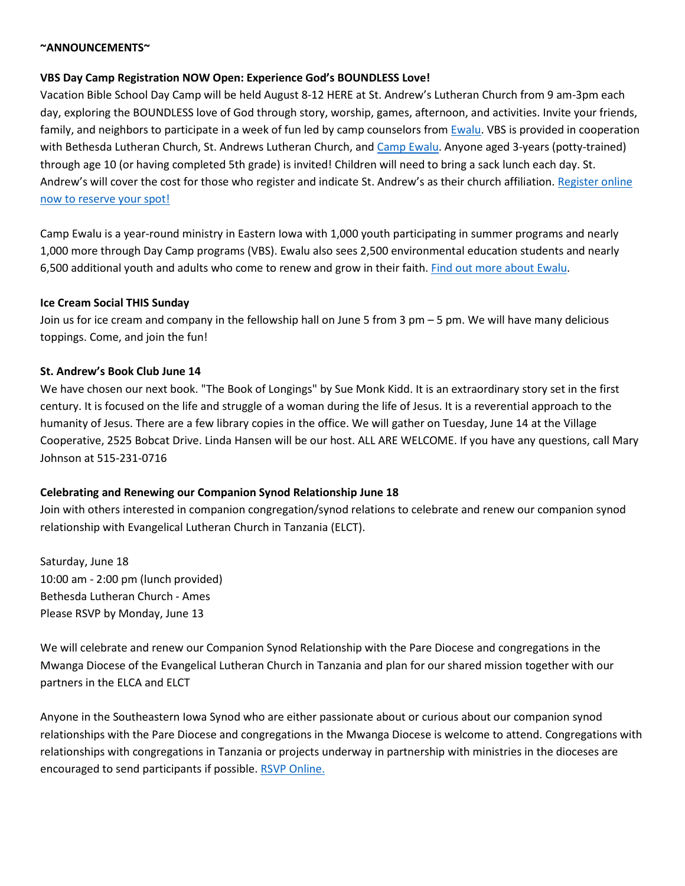**~ANNOUNCEMENTS~**

**VBS Day Camp Registration NOW Open: Experience God's BOUNDLESS Love!**

Vacation Bible School Day Camp will be held August 8-12 HERE at St. Andrew's Lutheran Church from 9 am-3pm each day, exploring the BOUNDLESS love of God through story, worship, games, afternoon, and activities. Invite your friends, family, and neighbors to participate in a week of fun led by camp counselors from Ewalu. VBS is provided in cooperation with Bethesda Lutheran Church, St. Andrews Lutheran Church, and Camp Ewalu. Anyone aged 3-years (potty-trained) through age 10 (or having completed 5th grade) is invited! Children will need to bring a sack lunch each day. St. Andrew's will cover the cost for those who register and indicate St. Andrew's as their church affiliation. Register online now to reserve your spot!

Camp Ewalu is a year-round ministry in Eastern Iowa with 1,000 youth participating in summer programs and nearly 1,000 more through Day Camp programs (VBS). Ewalu also sees 2,500 environmental education students and nearly 6,500 additional youth and adults who come to renew and grow in their faith. Find out more about Ewalu.

**Ice Cream Social THIS Sunday**

Join us for ice cream and company in the fellowship hall on June 5 from 3 pm – 5 pm. We will have many delicious toppings. Come, and join the fun!

**St. Andrew's Book Club June 14**

We have chosen our next book. "The Book of Longings" by Sue Monk Kidd. It is an extraordinary story set in the first century. It is focused on the life and struggle of a woman during the life of Jesus. It is a reverential approach to the humanity of Jesus. There are a few library copies in the office. We will gather on Tuesday, June 14 at the Village Cooperative, 2525 Bobcat Drive. Linda Hansen will be our host. ALL ARE WELCOME. If you have any questions, call Mary Johnson at 515-231-0716

**Celebrating and Renewing our Companion Synod Relationship June 18**

Join with others interested in companion congregation/synod relations to celebrate and renew our companion synod relationship with Evangelical Lutheran Church in Tanzania (ELCT).

Saturday, June 18
10:00 am - 2:00 pm (lunch provided)
Bethesda Lutheran Church - Ames
Please RSVP by Monday, June 13

We will celebrate and renew our Companion Synod Relationship with the Pare Diocese and congregations in the Mwanga Diocese of the Evangelical Lutheran Church in Tanzania and plan for our shared mission together with our partners in the ELCA and ELCT

Anyone in the Southeastern Iowa Synod who are either passionate about or curious about our companion synod relationships with the Pare Diocese and congregations in the Mwanga Diocese is welcome to attend. Congregations with relationships with congregations in Tanzania or projects underway in partnership with ministries in the dioceses are encouraged to send participants if possible. RSVP Online.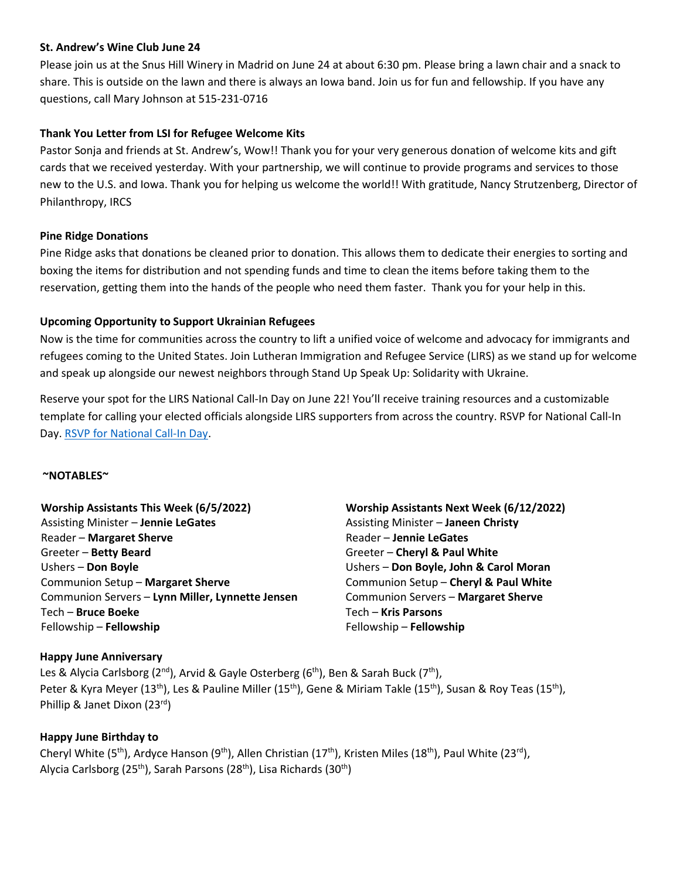**St. Andrew's Wine Club June 24**

Please join us at the Snus Hill Winery in Madrid on June 24 at about 6:30 pm. Please bring a lawn chair and a snack to share. This is outside on the lawn and there is always an Iowa band. Join us for fun and fellowship. If you have any questions, call Mary Johnson at 515-231-0716

**Thank You Letter from LSI for Refugee Welcome Kits**

Pastor Sonja and friends at St. Andrew's, Wow!! Thank you for your very generous donation of welcome kits and gift cards that we received yesterday. With your partnership, we will continue to provide programs and services to those new to the U.S. and Iowa. Thank you for helping us welcome the world!! With gratitude, Nancy Strutzenberg, Director of Philanthropy, IRCS

**Pine Ridge Donations**

Pine Ridge asks that donations be cleaned prior to donation. This allows them to dedicate their energies to sorting and boxing the items for distribution and not spending funds and time to clean the items before taking them to the reservation, getting them into the hands of the people who need them faster. Thank you for your help in this.

**Upcoming Opportunity to Support Ukrainian Refugees**

Now is the time for communities across the country to lift a unified voice of welcome and advocacy for immigrants and refugees coming to the United States. Join Lutheran Immigration and Refugee Service (LIRS) as we stand up for welcome and speak up alongside our newest neighbors through Stand Up Speak Up: Solidarity with Ukraine.

Reserve your spot for the LIRS National Call-In Day on June 22! You'll receive training resources and a customizable template for calling your elected officials alongside LIRS supporters from across the country. RSVP for National Call-In Day. RSVP for National Call-In Day.

**~NOTABLES~**

**Worship Assistants This Week (6/5/2022)**

Assisting Minister – **Jennie LeGates**
Reader – **Margaret Sherve**
Greeter – **Betty Beard**
Ushers – **Don Boyle**
Communion Setup – **Margaret Sherve**
Communion Servers – **Lynn Miller, Lynnette Jensen**
Tech – **Bruce Boeke**
Fellowship – **Fellowship**

**Worship Assistants Next Week (6/12/2022)**

Assisting Minister – **Janeen Christy**
Reader – **Jennie LeGates**
Greeter – **Cheryl & Paul White**
Ushers – **Don Boyle, John & Carol Moran**
Communion Setup – **Cheryl & Paul White**
Communion Servers – **Margaret Sherve**
Tech – **Kris Parsons**
Fellowship – **Fellowship**

**Happy June Anniversary**

Les & Alycia Carlsborg (2nd), Arvid & Gayle Osterberg (6th), Ben & Sarah Buck (7th), Peter & Kyra Meyer (13th), Les & Pauline Miller (15th), Gene & Miriam Takle (15th), Susan & Roy Teas (15th), Phillip & Janet Dixon (23rd)

**Happy June Birthday to**

Cheryl White (5th), Ardyce Hanson (9th), Allen Christian (17th), Kristen Miles (18th), Paul White (23rd), Alycia Carlsborg (25th), Sarah Parsons (28th), Lisa Richards (30th)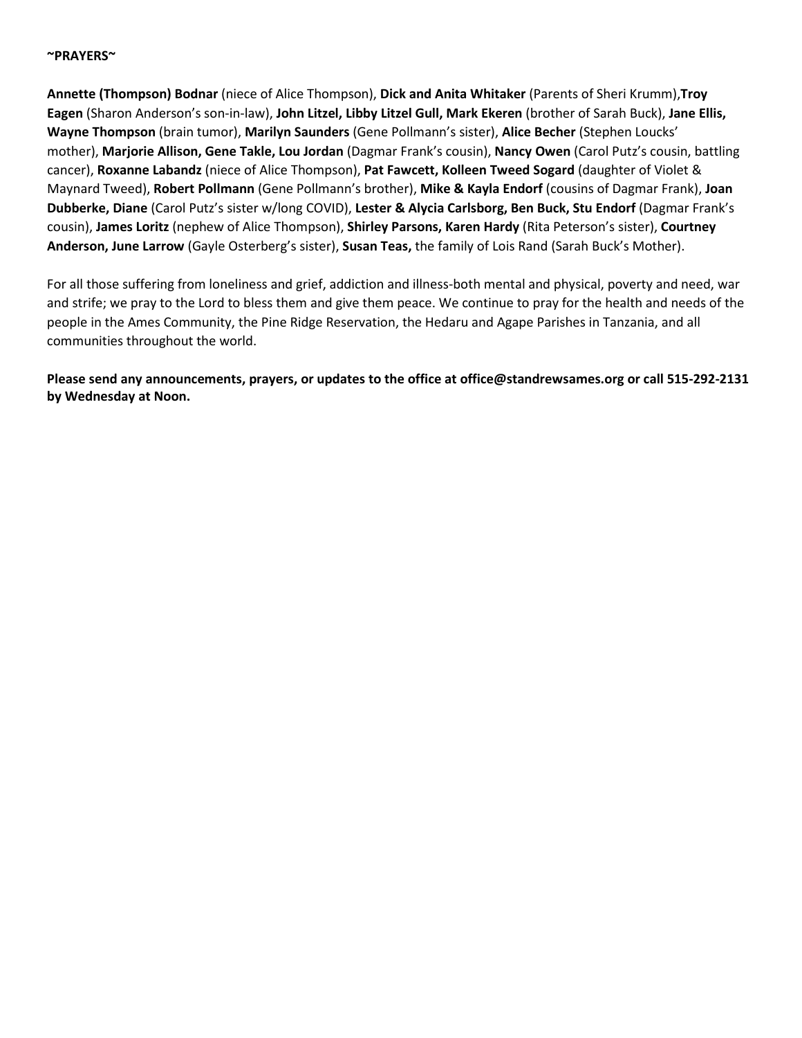**~PRAYERS~**

**Annette (Thompson) Bodnar** (niece of Alice Thompson), **Dick and Anita Whitaker** (Parents of Sheri Krumm),**Troy Eagen** (Sharon Anderson's son-in-law), **John Litzel, Libby Litzel Gull, Mark Ekeren** (brother of Sarah Buck), **Jane Ellis, Wayne Thompson** (brain tumor), **Marilyn Saunders** (Gene Pollmann's sister), **Alice Becher** (Stephen Loucks' mother), **Marjorie Allison, Gene Takle, Lou Jordan** (Dagmar Frank's cousin), **Nancy Owen** (Carol Putz's cousin, battling cancer), **Roxanne Labandz** (niece of Alice Thompson), **Pat Fawcett, Kolleen Tweed Sogard** (daughter of Violet & Maynard Tweed), **Robert Pollmann** (Gene Pollmann's brother), **Mike & Kayla Endorf** (cousins of Dagmar Frank), **Joan Dubberke, Diane** (Carol Putz's sister w/long COVID), **Lester & Alycia Carlsborg, Ben Buck, Stu Endorf** (Dagmar Frank's cousin), **James Loritz** (nephew of Alice Thompson), **Shirley Parsons, Karen Hardy** (Rita Peterson's sister), **Courtney Anderson, June Larrow** (Gayle Osterberg's sister), **Susan Teas,** the family of Lois Rand (Sarah Buck's Mother).

For all those suffering from loneliness and grief, addiction and illness-both mental and physical, poverty and need, war and strife; we pray to the Lord to bless them and give them peace. We continue to pray for the health and needs of the people in the Ames Community, the Pine Ridge Reservation, the Hedaru and Agape Parishes in Tanzania, and all communities throughout the world.

**Please send any announcements, prayers, or updates to the office at office@standrewsames.org or call 515-292-2131 by Wednesday at Noon.**